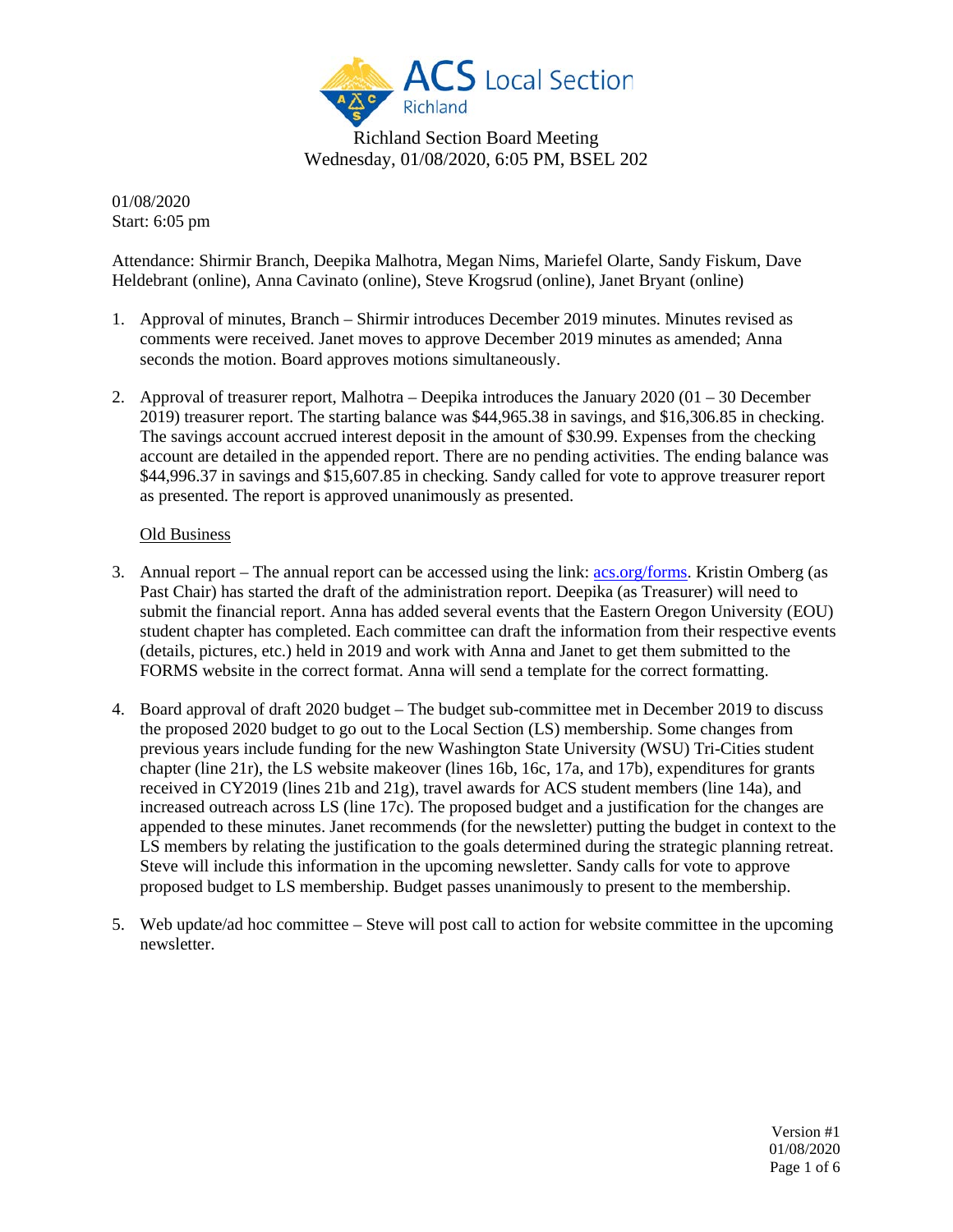# ACS Local Section Richland

Richland Section Board Meeting
Wednesday, 01/08/2020, 6:05 PM, BSEL 202

01/08/2020
Start: 6:05 pm

Attendance: Shirmir Branch, Deepika Malhotra, Megan Nims, Mariefel Olarte, Sandy Fiskum, Dave Heldebrant (online), Anna Cavinato (online), Steve Krogsrud (online), Janet Bryant (online)

1. Approval of minutes, Branch – Shirmir introduces December 2019 minutes. Minutes revised as comments were received. Janet moves to approve December 2019 minutes as amended; Anna seconds the motion. Board approves motions simultaneously.

2. Approval of treasurer report, Malhotra – Deepika introduces the January 2020 (01 – 30 December 2019) treasurer report. The starting balance was $44,965.38 in savings, and $16,306.85 in checking. The savings account accrued interest deposit in the amount of $30.99. Expenses from the checking account are detailed in the appended report. There are no pending activities. The ending balance was $44,996.37 in savings and $15,607.85 in checking. Sandy called for vote to approve treasurer report as presented. The report is approved unanimously as presented.

   Old Business

3. Annual report – The annual report can be accessed using the link: [acs.org/forms](acs.org/forms). Kristin Omberg (as Past Chair) has started the draft of the administration report. Deepika (as Treasurer) will need to submit the financial report. Anna has added several events that the Eastern Oregon University (EOU) student chapter has completed. Each committee can draft the information from their respective events (details, pictures, etc.) held in 2019 and work with Anna and Janet to get them submitted to the FORMS website in the correct format. Anna will send a template for the correct formatting.

4. Board approval of draft 2020 budget – The budget sub-committee met in December 2019 to discuss the proposed 2020 budget to go out to the Local Section (LS) membership. Some changes from previous years include funding for the new Washington State University (WSU) Tri-Cities student chapter (line 21r), the LS website makeover (lines 16b, 16c, 17a, and 17b), expenditures for grants received in CY2019 (lines 21b and 21g), travel awards for ACS student members (line 14a), and increased outreach across LS (line 17c). The proposed budget and a justification for the changes are appended to these minutes. Janet recommends (for the newsletter) putting the budget in context to the LS members by relating the justification to the goals determined during the strategic planning retreat. Steve will include this information in the upcoming newsletter. Sandy calls for vote to approve proposed budget to LS membership. Budget passes unanimously to present to the membership.

5. Web update/ad hoc committee – Steve will post call to action for website committee in the upcoming newsletter.

Version #1
01/08/2020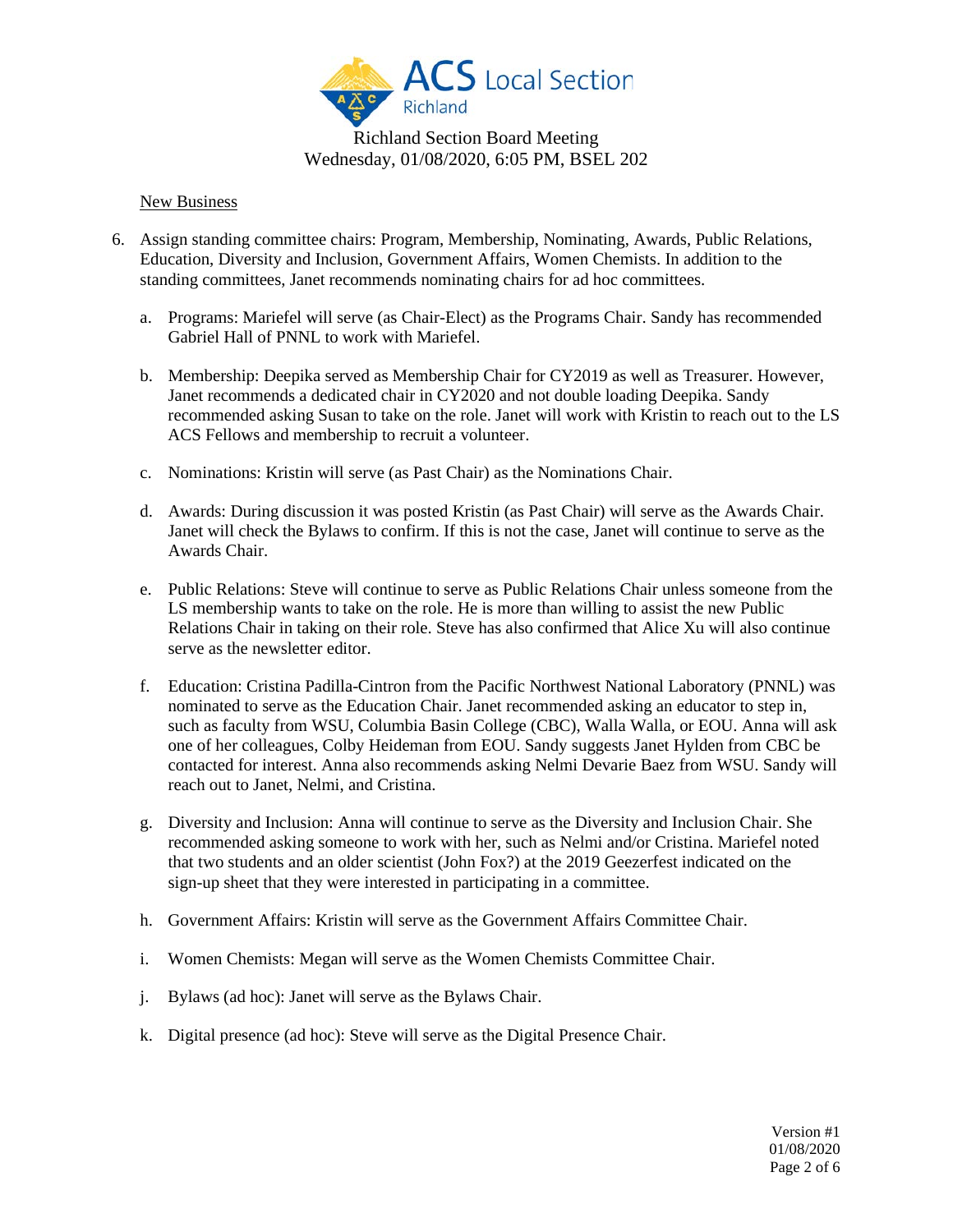Richland Section Board Meeting
Wednesday, 01/08/2020, 6:05 PM, BSEL 202

New Business

6. Assign standing committee chairs: Program, Membership, Nominating, Awards, Public Relations, Education, Diversity and Inclusion, Government Affairs, Women Chemists. In addition to the standing committees, Janet recommends nominating chairs for ad hoc committees.

   a. Programs: Mariefel will serve (as Chair-Elect) as the Programs Chair. Sandy has recommended Gabriel Hall of PNNL to work with Mariefel.

   b. Membership: Deepika served as Membership Chair for CY2019 as well as Treasurer. However, Janet recommends a dedicated chair in CY2020 and not double loading Deepika. Sandy recommended asking Susan to take on the role. Janet will work with Kristin to reach out to the LS ACS Fellows and membership to recruit a volunteer.

   c. Nominations: Kristin will serve (as Past Chair) as the Nominations Chair.

   d. Awards: During discussion it was posted Kristin (as Past Chair) will serve as the Awards Chair. Janet will check the Bylaws to confirm. If this is not the case, Janet will continue to serve as the Awards Chair.

   e. Public Relations: Steve will continue to serve as Public Relations Chair unless someone from the LS membership wants to take on the role. He is more than willing to assist the new Public Relations Chair in taking on their role. Steve has also confirmed that Alice Xu will also continue serve as the newsletter editor.

   f. Education: Cristina Padilla-Cintron from the Pacific Northwest National Laboratory (PNNL) was nominated to serve as the Education Chair. Janet recommended asking an educator to step in, such as faculty from WSU, Columbia Basin College (CBC), Walla Walla, or EOU. Anna will ask one of her colleagues, Colby Heideman from EOU. Sandy suggests Janet Hylden from CBC be contacted for interest. Anna also recommends asking Nelmi Devarie Baez from WSU. Sandy will reach out to Janet, Nelmi, and Cristina.

   g. Diversity and Inclusion: Anna will continue to serve as the Diversity and Inclusion Chair. She recommended asking someone to work with her, such as Nelmi and/or Cristina. Mariefel noted that two students and an older scientist (John Fox?) at the 2019 Geezerfest indicated on the sign-up sheet that they were interested in participating in a committee.

   h. Government Affairs: Kristin will serve as the Government Affairs Committee Chair.

   i. Women Chemists: Megan will serve as the Women Chemists Committee Chair.

   j. Bylaws (ad hoc): Janet will serve as the Bylaws Chair.

   k. Digital presence (ad hoc): Steve will serve as the Digital Presence Chair.

Version #1
01/08/2020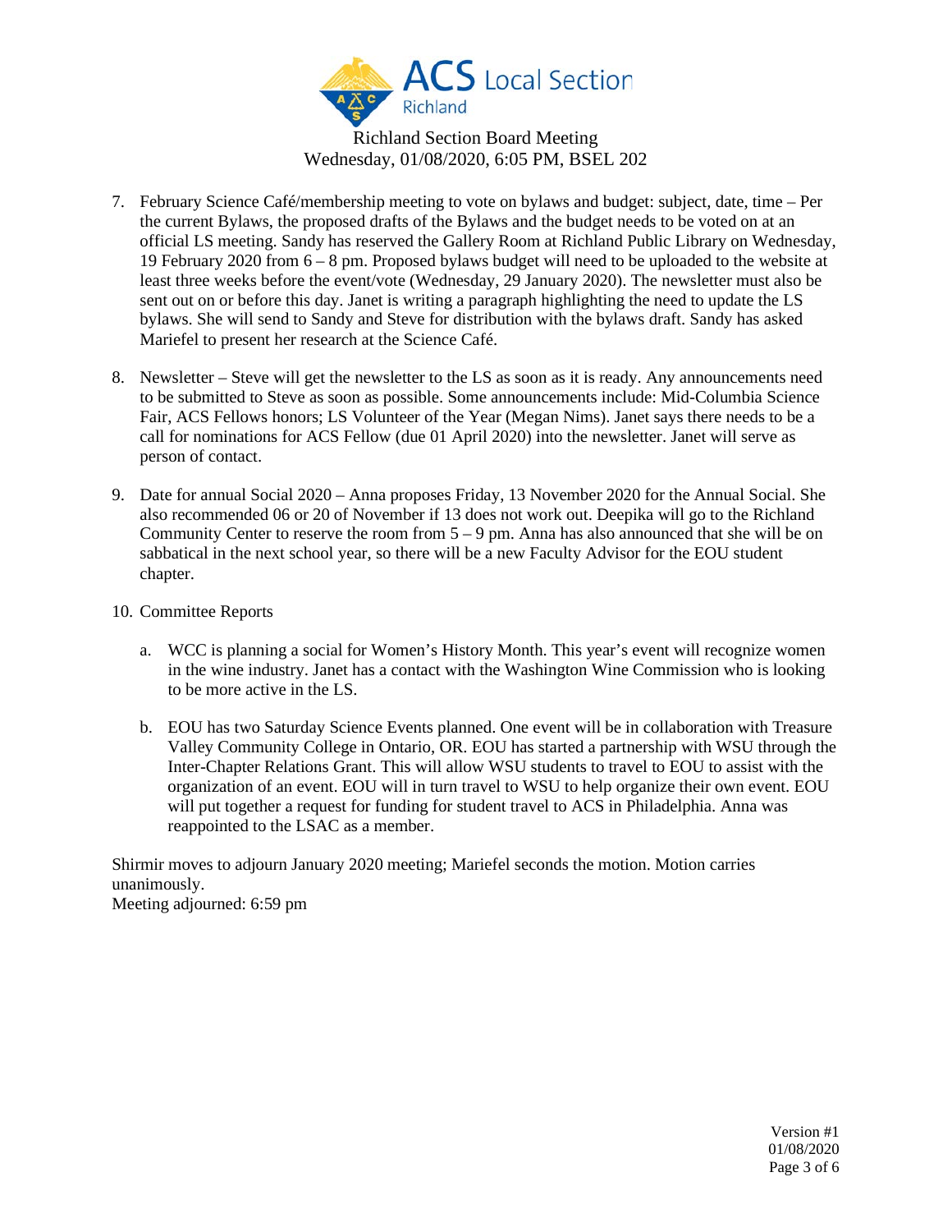Richland Section Board Meeting
Wednesday, 01/08/2020, 6:05 PM, BSEL 202

7. February Science Café/membership meeting to vote on bylaws and budget: subject, date, time – Per the current Bylaws, the proposed drafts of the Bylaws and the budget needs to be voted on at an official LS meeting. Sandy has reserved the Gallery Room at Richland Public Library on Wednesday, 19 February 2020 from 6 – 8 pm. Proposed bylaws budget will need to be uploaded to the website at least three weeks before the event/vote (Wednesday, 29 January 2020). The newsletter must also be sent out on or before this day. Janet is writing a paragraph highlighting the need to update the LS bylaws. She will send to Sandy and Steve for distribution with the bylaws draft. Sandy has asked Mariefel to present her research at the Science Café.

8. Newsletter – Steve will get the newsletter to the LS as soon as it is ready. Any announcements need to be submitted to Steve as soon as possible. Some announcements include: Mid-Columbia Science Fair, ACS Fellows honors; LS Volunteer of the Year (Megan Nims). Janet says there needs to be a call for nominations for ACS Fellow (due 01 April 2020) into the newsletter. Janet will serve as person of contact.

9. Date for annual Social 2020 – Anna proposes Friday, 13 November 2020 for the Annual Social. She also recommended 06 or 20 of November if 13 does not work out. Deepika will go to the Richland Community Center to reserve the room from 5 – 9 pm. Anna has also announced that she will be on sabbatical in the next school year, so there will be a new Faculty Advisor for the EOU student chapter.

10. Committee Reports

    a. WCC is planning a social for Women's History Month. This year's event will recognize women in the wine industry. Janet has a contact with the Washington Wine Commission who is looking to be more active in the LS.

    b. EOU has two Saturday Science Events planned. One event will be in collaboration with Treasure Valley Community College in Ontario, OR. EOU has started a partnership with WSU through the Inter-Chapter Relations Grant. This will allow WSU students to travel to EOU to assist with the organization of an event. EOU will in turn travel to WSU to help organize their own event. EOU will put together a request for funding for student travel to ACS in Philadelphia. Anna was reappointed to the LSAC as a member.

Shirmir moves to adjourn January 2020 meeting; Mariefel seconds the motion. Motion carries unanimously.
Meeting adjourned: 6:59 pm

Version #1
01/08/2020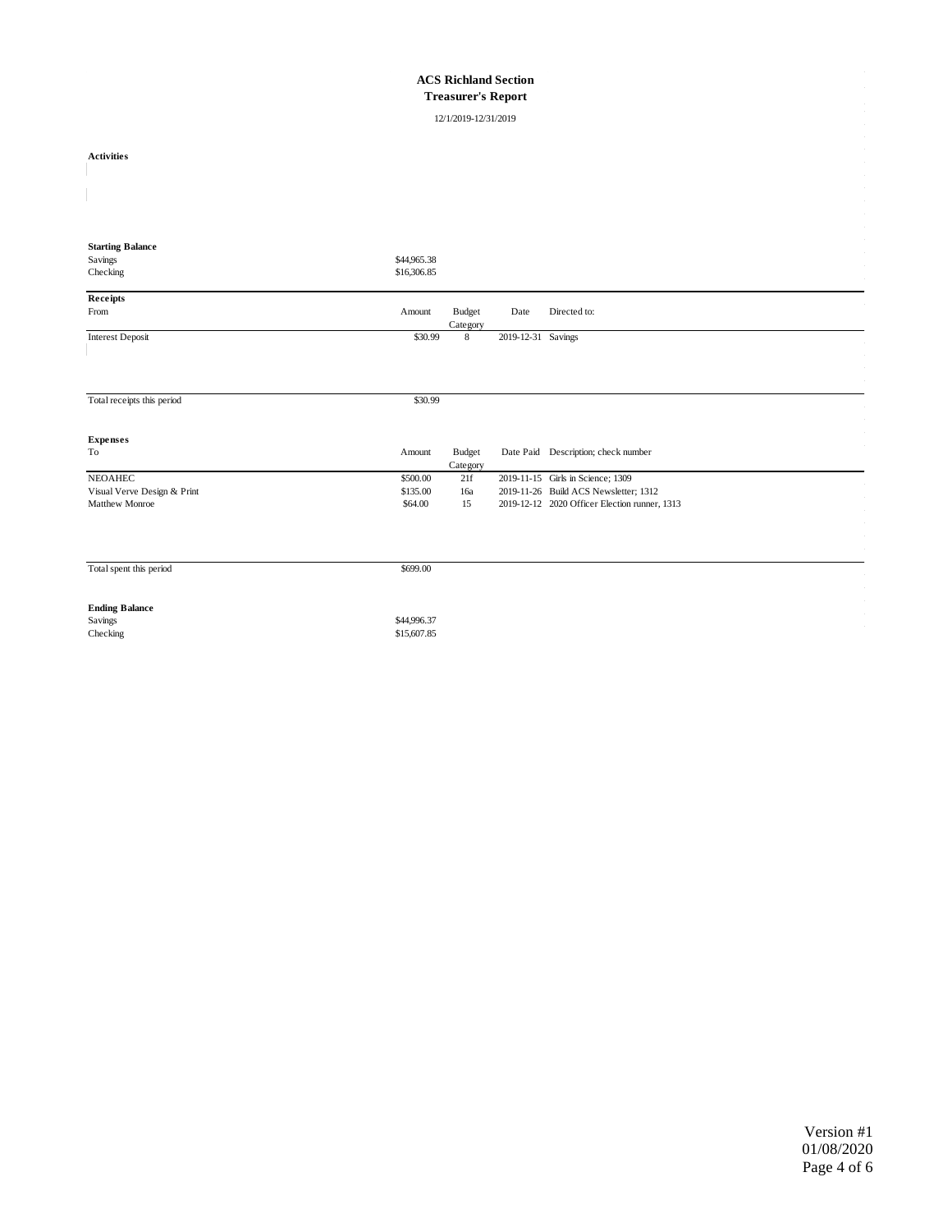# ACS Richland Section

## Treasurer's Report

12/1/2019-12/31/2019

**Activities**

**Starting Balance**

| | |
|---|---|
| Savings | $44,965.38 |
| Checking | $16,306.85 |

**Receipts**

| From | Amount | Budget Category | Date | Directed to: |
|---|---|---|---|---|
| Interest Deposit | $30.99 | 8 | 2019-12-31 | Savings |
| Total receipts this period | $30.99 | | | |

**Expenses**

| To | Amount | Budget Category | Date Paid | Description; check number |
|---|---|---|---|---|
| NEOAHEC | $500.00 | 21f | 2019-11-15 | Girls in Science; 1309 |
| Visual Verve Design & Print | $135.00 | 16a | 2019-11-26 | Build ACS Newsletter; 1312 |
| Matthew Monroe | $64.00 | 15 | 2019-12-12 | 2020 Officer Election runner, 1313 |
| Total spent this period | $699.00 | | | |

**Ending Balance**

| | |
|---|---|
| Savings | $44,996.37 |
| Checking | $15,607.85 |

Version #1
01/08/2020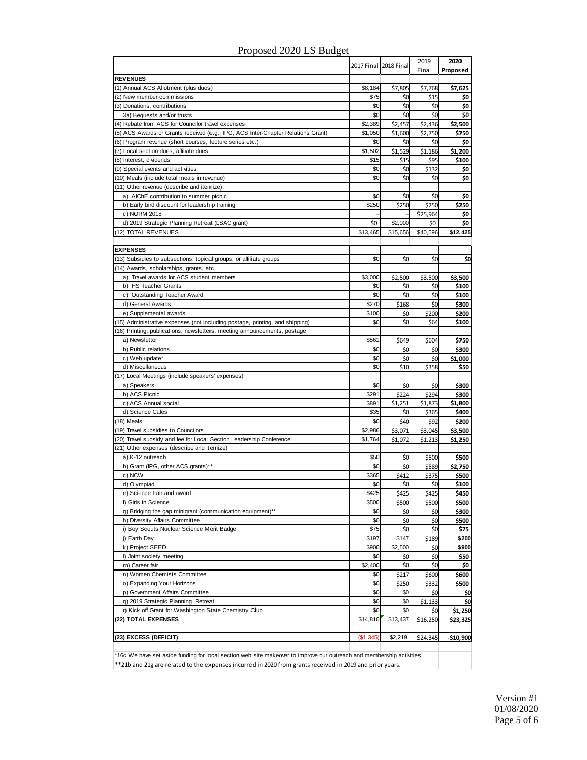# Proposed 2020 LS Budget

| | 2017 Final | 2018 Final | 2019 Final | 2020 Proposed |
|---|---|---|---|---|
| **REVENUES** | | | | |
| (1) Annual ACS Allotment (plus dues) | $8,184 | $7,805 | $7,768 | **$7,625** |
| (2) New member commissions | $75 | $0 | $15 | **$0** |
| (3) Donations, contributions | $0 | $0 | $0 | **$0** |
| 3a) Bequests and/or trusts | $0 | $0 | $0 | **$0** |
| (4) Rebate from ACS for Councilor travel expenses | $2,389 | $2,457 | $2,436 | **$2,500** |
| (5) ACS Awards or Grants received (e.g., IPG, ACS Inter-Chapter Relations Grant) | $1,050 | $1,600 | $2,750 | **$750** |
| (6) Program revenue (short courses, lecture series etc.) | $0 | $0 | $0 | **$0** |
| (7) Local section dues, affiliate dues | $1,502 | $1,529 | $1,186 | **$1,200** |
| (8) Interest, dividends | $15 | $15 | $95 | **$100** |
| (9) Special events and activities | $0 | $0 | $132 | **$0** |
| (10) Meals (include total meals in revenue) | $0 | $0 | $0 | **$0** |
| (11) Other revenue (describe and itemize) | | | | |
| a) AIChE contribution to summer picnic | $0 | $0 | $0 | **$0** |
| b) Early bird discount for leadership training | $250 | $250 | $250 | **$250** |
| c) NORM 2018 | -- | -- | $25,964 | **$0** |
| d) 2019 Strategic Planning Retreat (LSAC grant) | $0 | $2,000 | $0 | **$0** |
| (12) TOTAL REVENUES | $13,465 | $15,656 | $40,596 | **$12,425** |
| | | | | |
| **EXPENSES** | | | | |
| (13) Subsidies to subsections, topical groups, or affiliate groups | $0 | $0 | $0 | **$0** |
| (14) Awards, scholarships, grants, etc. | | | | |
| a) Travel awards for ACS student members | $3,000 | $2,500 | $3,500 | **$3,500** |
| b) HS Teacher Grants | $0 | $0 | $0 | **$100** |
| c) Outstanding Teacher Award | $0 | $0 | $0 | **$100** |
| d) General Awards | $270 | $168 | $0 | **$300** |
| e) Supplemental awards | $100 | $0 | $200 | **$200** |
| (15) Administrative expenses (not including postage, printing, and shipping) | $0 | $0 | $64 | **$100** |
| (16) Printing, publications, newsletters, meeting announcements, postage | | | | |
| a) Newsletter | $561 | $649 | $604 | **$750** |
| b) Public relations | $0 | $0 | $0 | **$300** |
| c) Web update* | $0 | $0 | $0 | **$1,000** |
| d) Miscellaneous | $0 | $10 | $358 | **$50** |
| (17) Local Meetings (include speakers' expenses) | | | | |
| a) Speakers | $0 | $0 | $0 | **$300** |
| b) ACS Picnic | $291 | $224 | $294 | **$300** |
| c) ACS Annual social | $891 | $1,251 | $1,873 | **$1,800** |
| d) Science Cafes | $35 | $0 | $365 | **$400** |
| (18) Meals | $0 | $40 | $92 | **$200** |
| (19) Travel subsidies to Councilors | $2,986 | $3,071 | $3,045 | **$3,500** |
| (20) Travel subsidy and fee for Local Section Leadership Conference | $1,764 | $1,072 | $1,213 | **$1,250** |
| (21) Other expenses (describe and itemize) | | | | |
| a) K-12 outreach | $50 | $0 | $500 | **$500** |
| b) Grant (IPG, other ACS grants)** | $0 | $0 | $589 | **$2,750** |
| c) NCW | $365 | $412 | $375 | **$500** |
| d) Olympiad | $0 | $0 | $0 | **$100** |
| e) Science Fair and award | $425 | $425 | $425 | **$450** |
| f) Girls in Science | $500 | $500 | $500 | **$500** |
| g) Bridging the gap minigrant (communication equipment)** | $0 | $0 | $0 | **$300** |
| h) Diversity Affairs Committee | $0 | $0 | $0 | **$500** |
| i) Boy Scouts Nuclear Science Merit Badge | $75 | $0 | $0 | **$75** |
| j) Earth Day | $197 | $147 | $189 | **$200** |
| k) Project SEED | $900 | $2,500 | $0 | **$900** |
| l) Joint society meeting | $0 | $0 | $0 | **$50** |
| m) Career fair | $2,400 | $0 | $0 | **$0** |
| n) Women Chemists Committee | $0 | $217 | $600 | **$600** |
| o) Expanding Your Horizons | $0 | $250 | $332 | **$500** |
| p) Government Affairs Committee | $0 | $0 | $0 | **$0** |
| q) 2019 Strategic Planning Retreat | $0 | $0 | $1,133 | **$0** |
| r) Kick off Grant for Washington State Chemistry Club | $0 | $0 | $0 | **$1,250** |
| (22) TOTAL EXPENSES | $14,810 | $13,437 | $16,250 | **$23,325** |
| | | | | |
| (23) EXCESS (DEFICIT) | ($1,345) | $2,219 | $24,345 | **-$10,900** |

*16c We have set aside funding for local section web site makeover to improve our outreach and membership activities

**21b and 21g are related to the expenses incurred in 2020 from grants received in 2019 and prior years.

Version #1
01/08/2020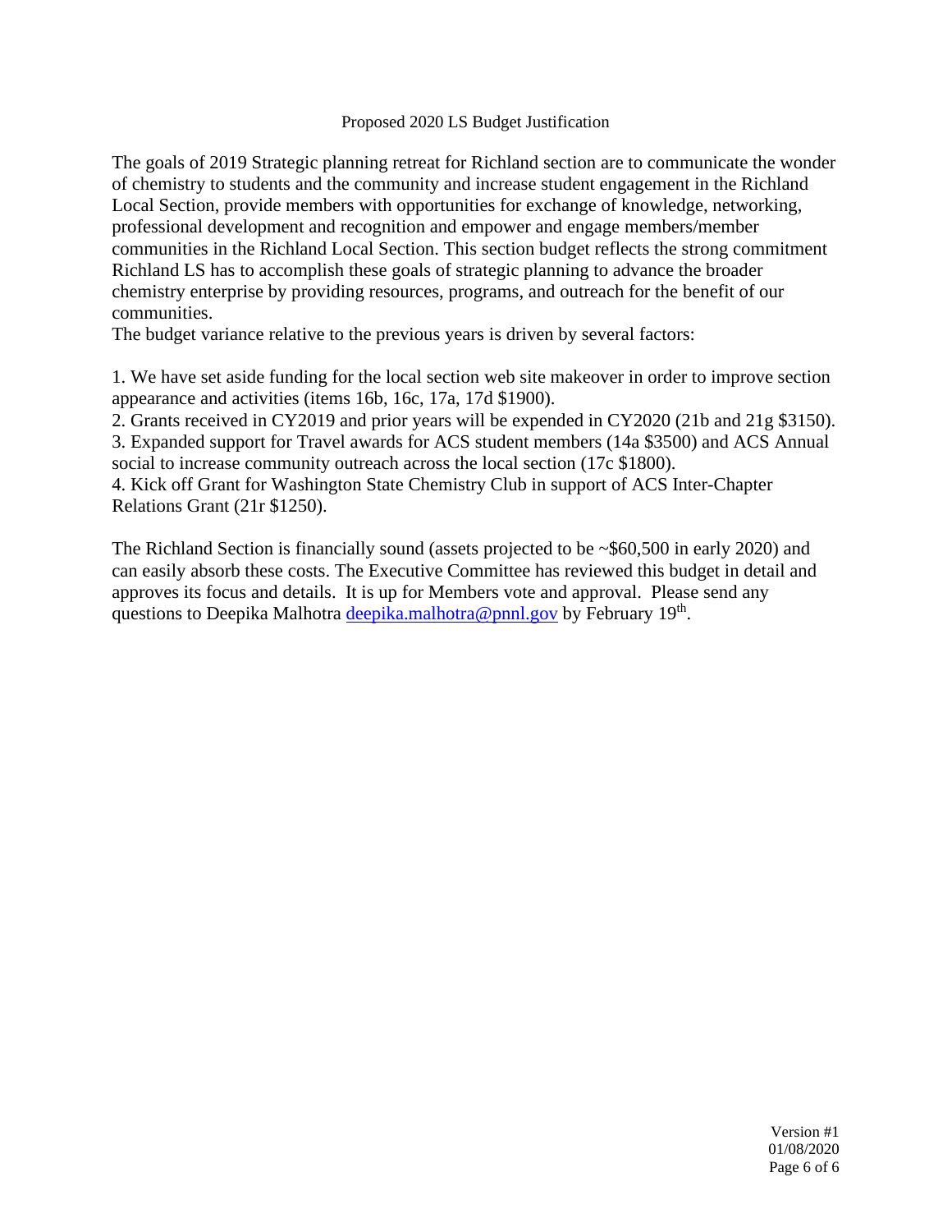Proposed 2020 LS Budget Justification

The goals of 2019 Strategic planning retreat for Richland section are to communicate the wonder of chemistry to students and the community and increase student engagement in the Richland Local Section, provide members with opportunities for exchange of knowledge, networking, professional development and recognition and empower and engage members/member communities in the Richland Local Section. This section budget reflects the strong commitment Richland LS has to accomplish these goals of strategic planning to advance the broader chemistry enterprise by providing resources, programs, and outreach for the benefit of our communities.

The budget variance relative to the previous years is driven by several factors:

1. We have set aside funding for the local section web site makeover in order to improve section appearance and activities (items 16b, 16c, 17a, 17d $1900).
2. Grants received in CY2019 and prior years will be expended in CY2020 (21b and 21g $3150).
3. Expanded support for Travel awards for ACS student members (14a $3500) and ACS Annual social to increase community outreach across the local section (17c $1800).
4. Kick off Grant for Washington State Chemistry Club in support of ACS Inter-Chapter Relations Grant (21r $1250).

The Richland Section is financially sound (assets projected to be ~$60,500 in early 2020) and can easily absorb these costs. The Executive Committee has reviewed this budget in detail and approves its focus and details. It is up for Members vote and approval. Please send any questions to Deepika Malhotra deepika.malhotra@pnnl.gov by February 19th.

Version #1
01/08/2020